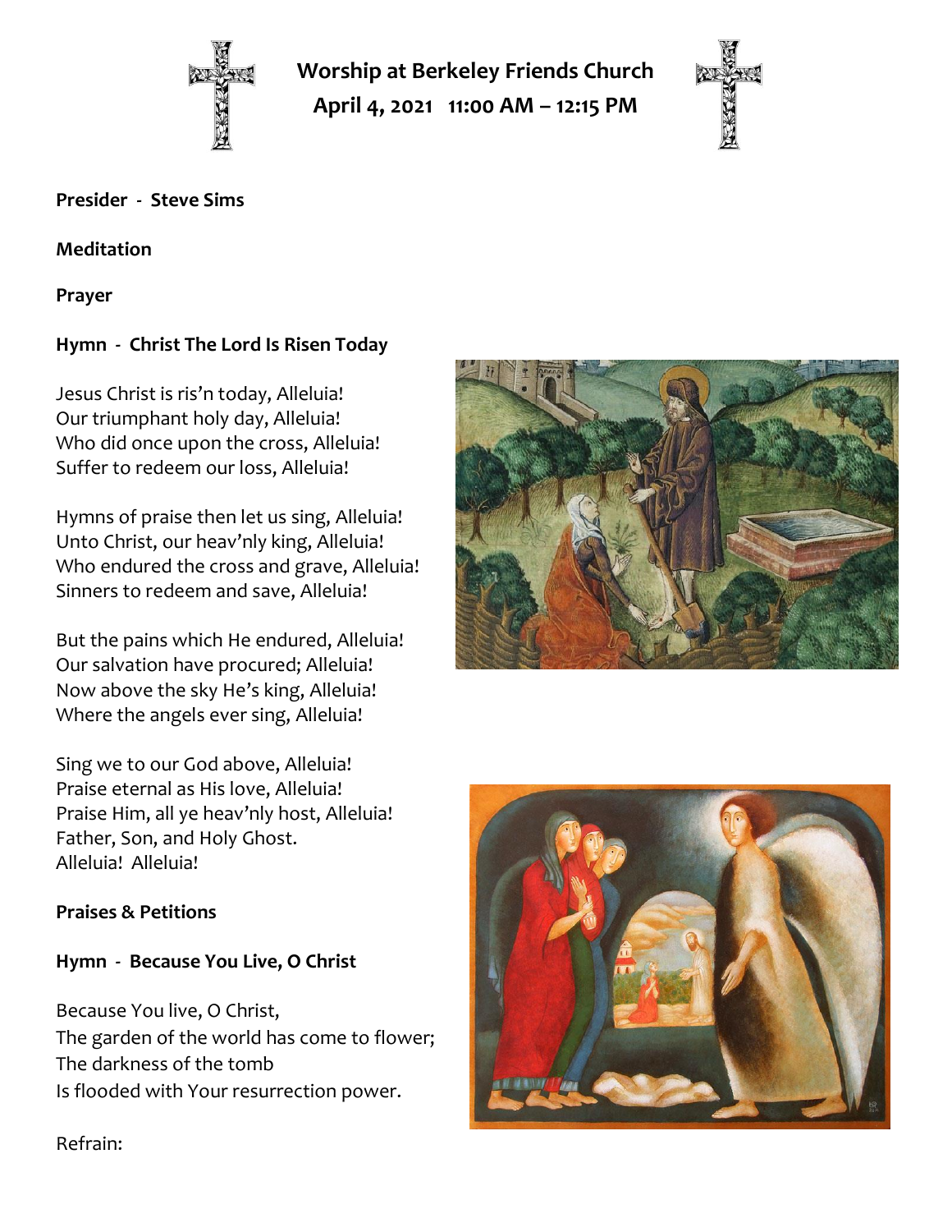# Worship at Berkeley Friends Church
## April 4, 2021   11:00 AM – 12:15 PM

**Presider - Steve Sims**

**Meditation**

**Prayer**

**Hymn - Christ The Lord Is Risen Today**

Jesus Christ is ris'n today, Alleluia!
Our triumphant holy day, Alleluia!
Who did once upon the cross, Alleluia!
Suffer to redeem our loss, Alleluia!

Hymns of praise then let us sing, Alleluia!
Unto Christ, our heav'nly king, Alleluia!
Who endured the cross and grave, Alleluia!
Sinners to redeem and save, Alleluia!

But the pains which He endured, Alleluia!
Our salvation have procured; Alleluia!
Now above the sky He's king, Alleluia!
Where the angels ever sing, Alleluia!

Sing we to our God above, Alleluia!
Praise eternal as His love, Alleluia!
Praise Him, all ye heav'nly host, Alleluia!
Father, Son, and Holy Ghost.
Alleluia! Alleluia!

**Praises & Petitions**

**Hymn - Because You Live, O Christ**

Because You live, O Christ,
The garden of the world has come to flower;
The darkness of the tomb
Is flooded with Your resurrection power.

Refrain: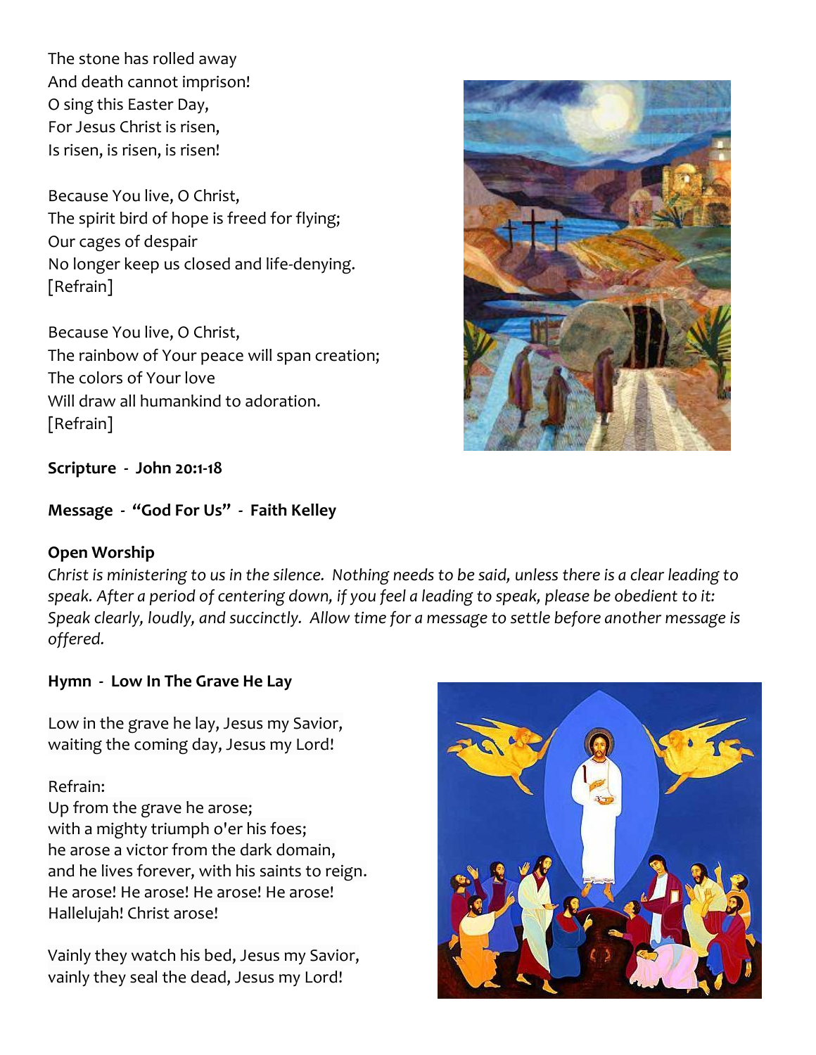The stone has rolled away
And death cannot imprison!
O sing this Easter Day,
For Jesus Christ is risen,
Is risen, is risen, is risen!

Because You live, O Christ,
The spirit bird of hope is freed for flying;
Our cages of despair
No longer keep us closed and life-denying.
[Refrain]

Because You live, O Christ,
The rainbow of Your peace will span creation;
The colors of Your love
Will draw all humankind to adoration.
[Refrain]

**Scripture - John 20:1-18**

**Message - "God For Us" - Faith Kelley**

**Open Worship**

*Christ is ministering to us in the silence. Nothing needs to be said, unless there is a clear leading to speak. After a period of centering down, if you feel a leading to speak, please be obedient to it: Speak clearly, loudly, and succinctly. Allow time for a message to settle before another message is offered.*

**Hymn - Low In The Grave He Lay**

Low in the grave he lay, Jesus my Savior,
waiting the coming day, Jesus my Lord!

Refrain:
Up from the grave he arose;
with a mighty triumph o'er his foes;
he arose a victor from the dark domain,
and he lives forever, with his saints to reign.
He arose! He arose! He arose! He arose!
Hallelujah! Christ arose!

Vainly they watch his bed, Jesus my Savior,
vainly they seal the dead, Jesus my Lord!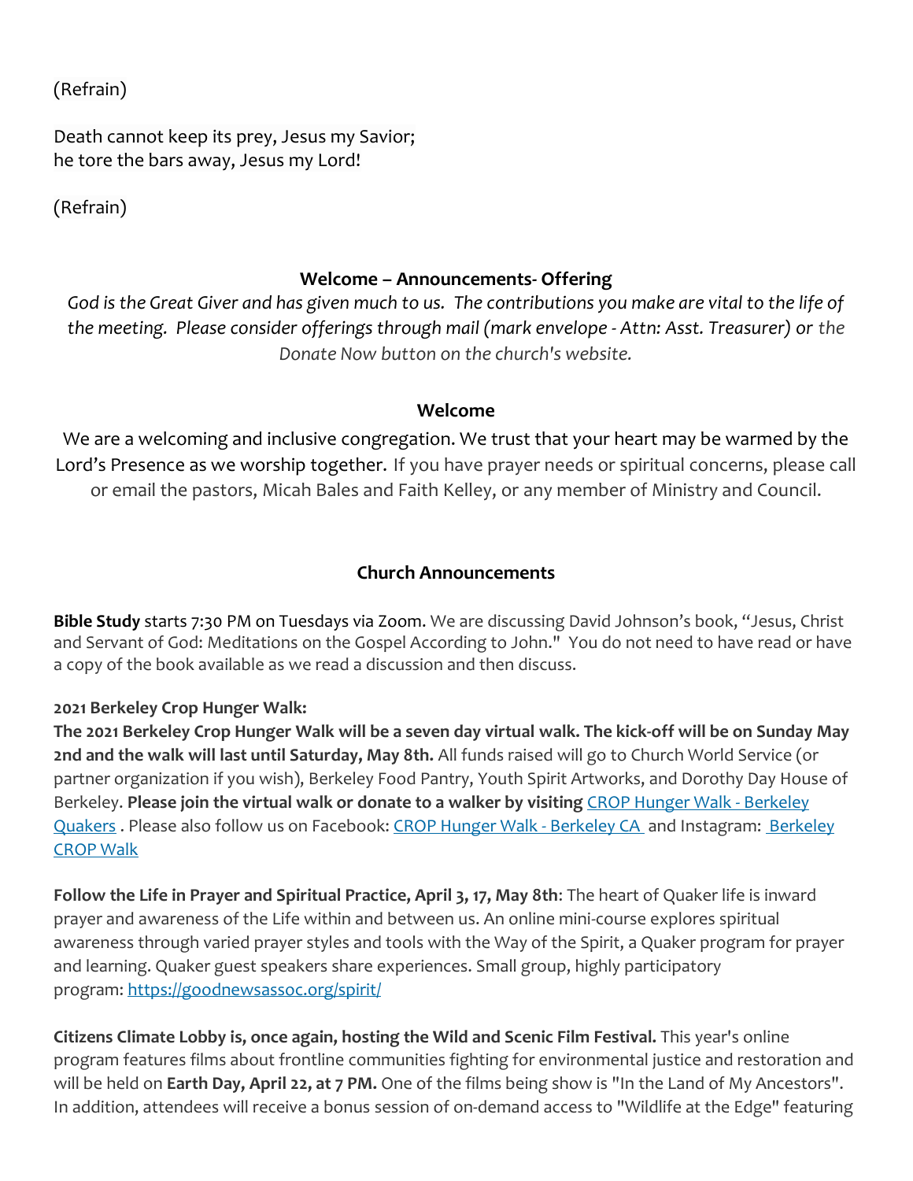(Refrain)

Death cannot keep its prey, Jesus my Savior;
he tore the bars away, Jesus my Lord!

(Refrain)

### Welcome – Announcements- Offering

*God is the Great Giver and has given much to us. The contributions you make are vital to the life of the meeting. Please consider offerings through mail (mark envelope - Attn: Asst. Treasurer) or the Donate Now button on the church's website.*

### Welcome

We are a welcoming and inclusive congregation. We trust that your heart may be warmed by the Lord's Presence as we worship together. If you have prayer needs or spiritual concerns, please call or email the pastors, Micah Bales and Faith Kelley, or any member of Ministry and Council.

### Church Announcements

**Bible Study** starts 7:30 PM on Tuesdays via Zoom. We are discussing David Johnson's book, "Jesus, Christ and Servant of God: Meditations on the Gospel According to John." You do not need to have read or have a copy of the book available as we read a discussion and then discuss.

**2021 Berkeley Crop Hunger Walk:**

**The 2021 Berkeley Crop Hunger Walk will be a seven day virtual walk. The kick-off will be on Sunday May 2nd and the walk will last until Saturday, May 8th.** All funds raised will go to Church World Service (or partner organization if you wish), Berkeley Food Pantry, Youth Spirit Artworks, and Dorothy Day House of Berkeley. **Please join the virtual walk or donate to a walker by visiting** CROP Hunger Walk - Berkeley Quakers . Please also follow us on Facebook: CROP Hunger Walk - Berkeley CA and Instagram: Berkeley CROP Walk

**Follow the Life in Prayer and Spiritual Practice, April 3, 17, May 8th**: The heart of Quaker life is inward prayer and awareness of the Life within and between us. An online mini-course explores spiritual awareness through varied prayer styles and tools with the Way of the Spirit, a Quaker program for prayer and learning. Quaker guest speakers share experiences. Small group, highly participatory program: https://goodnewsassoc.org/spirit/

**Citizens Climate Lobby is, once again, hosting the Wild and Scenic Film Festival.** This year's online program features films about frontline communities fighting for environmental justice and restoration and will be held on **Earth Day, April 22, at 7 PM.** One of the films being show is "In the Land of My Ancestors". In addition, attendees will receive a bonus session of on-demand access to "Wildlife at the Edge" featuring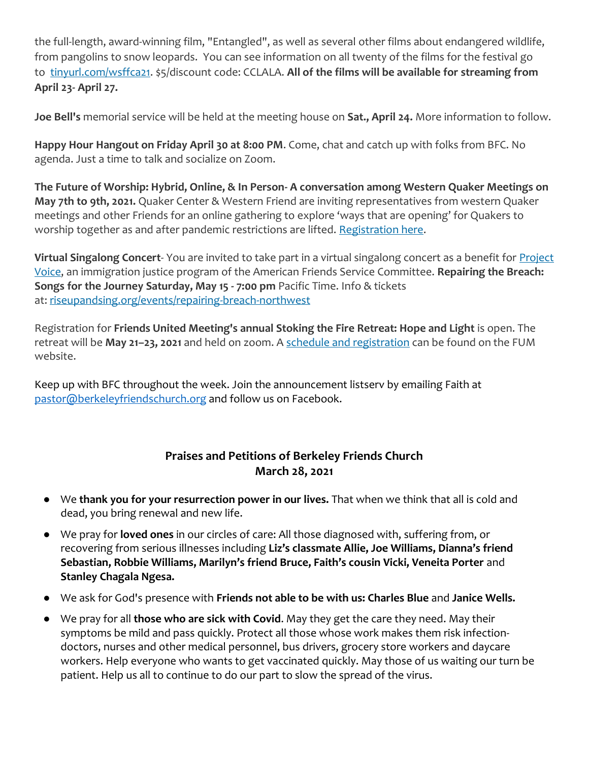the full-length, award-winning film, "Entangled", as well as several other films about endangered wildlife, from pangolins to snow leopards. You can see information on all twenty of the films for the festival go to [tinyurl.com/wsffca21](tinyurl.com/wsffca21). $5/discount code: CCLALA. **All of the films will be available for streaming from April 23- April 27.**

**Joe Bell's** memorial service will be held at the meeting house on **Sat., April 24.** More information to follow.

**Happy Hour Hangout on Friday April 30 at 8:00 PM**. Come, chat and catch up with folks from BFC. No agenda. Just a time to talk and socialize on Zoom.

**The Future of Worship: Hybrid, Online, & In Person- A conversation among Western Quaker Meetings on May 7th to 9th, 2021.** Quaker Center & Western Friend are inviting representatives from western Quaker meetings and other Friends for an online gathering to explore 'ways that are opening' for Quakers to worship together as and after pandemic restrictions are lifted. [Registration here](Registration here).

**Virtual Singalong Concert**- You are invited to take part in a virtual singalong concert as a benefit for [Project Voice](Project Voice), an immigration justice program of the American Friends Service Committee. **Repairing the Breach: Songs for the Journey Saturday, May 15 - 7:00 pm** Pacific Time. Info & tickets at: [riseupandsing.org/events/repairing-breach-northwest](riseupandsing.org/events/repairing-breach-northwest)

Registration for **Friends United Meeting's annual Stoking the Fire Retreat: Hope and Light** is open. The retreat will be **May 21–23, 2021** and held on zoom. A [schedule and registration](schedule and registration) can be found on the FUM website.

Keep up with BFC throughout the week. Join the announcement listserv by emailing Faith at [pastor@berkeleyfriendschurch.org](mailto:pastor@berkeleyfriendschurch.org) and follow us on Facebook.

## Praises and Petitions of Berkeley Friends Church
## March 28, 2021

- We **thank you for your resurrection power in our lives.** That when we think that all is cold and dead, you bring renewal and new life.
- We pray for **loved ones** in our circles of care: All those diagnosed with, suffering from, or recovering from serious illnesses including **Liz's classmate Allie, Joe Williams, Dianna's friend Sebastian, Robbie Williams, Marilyn's friend Bruce, Faith's cousin Vicki, Veneita Porter** and **Stanley Chagala Ngesa.**
- We ask for God's presence with **Friends not able to be with us: Charles Blue** and **Janice Wells.**
- We pray for all **those who are sick with Covid**. May they get the care they need. May their symptoms be mild and pass quickly. Protect all those whose work makes them risk infection- doctors, nurses and other medical personnel, bus drivers, grocery store workers and daycare workers. Help everyone who wants to get vaccinated quickly. May those of us waiting our turn be patient. Help us all to continue to do our part to slow the spread of the virus.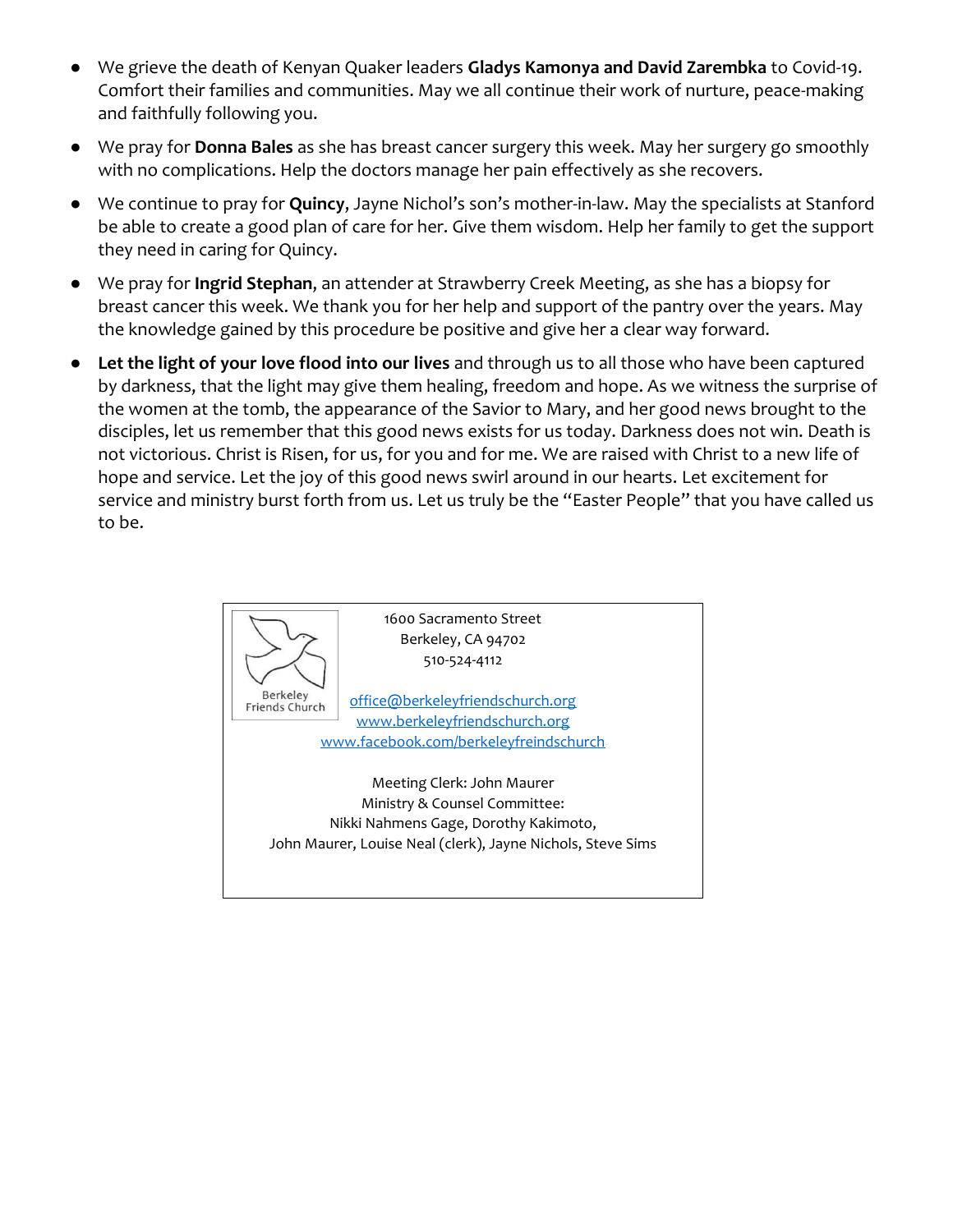- We grieve the death of Kenyan Quaker leaders **Gladys Kamonya and David Zarembka** to Covid-19. Comfort their families and communities. May we all continue their work of nurture, peace-making and faithfully following you.
- We pray for **Donna Bales** as she has breast cancer surgery this week. May her surgery go smoothly with no complications. Help the doctors manage her pain effectively as she recovers.
- We continue to pray for **Quincy**, Jayne Nichol's son's mother-in-law. May the specialists at Stanford be able to create a good plan of care for her. Give them wisdom. Help her family to get the support they need in caring for Quincy.
- We pray for **Ingrid Stephan**, an attender at Strawberry Creek Meeting, as she has a biopsy for breast cancer this week. We thank you for her help and support of the pantry over the years. May the knowledge gained by this procedure be positive and give her a clear way forward.
- **Let the light of your love flood into our lives** and through us to all those who have been captured by darkness, that the light may give them healing, freedom and hope. As we witness the surprise of the women at the tomb, the appearance of the Savior to Mary, and her good news brought to the disciples, let us remember that this good news exists for us today. Darkness does not win. Death is not victorious. Christ is Risen, for us, for you and for me. We are raised with Christ to a new life of hope and service. Let the joy of this good news swirl around in our hearts. Let excitement for service and ministry burst forth from us. Let us truly be the "Easter People" that you have called us to be.

Berkeley Friends Church

1600 Sacramento Street
Berkeley, CA 94702
510-524-4112

office@berkeleyfriendschurch.org
www.berkeleyfriendschurch.org
www.facebook.com/berkeleyfreindschurch

Meeting Clerk: John Maurer
Ministry & Counsel Committee:
Nikki Nahmens Gage, Dorothy Kakimoto,
John Maurer, Louise Neal (clerk), Jayne Nichols, Steve Sims